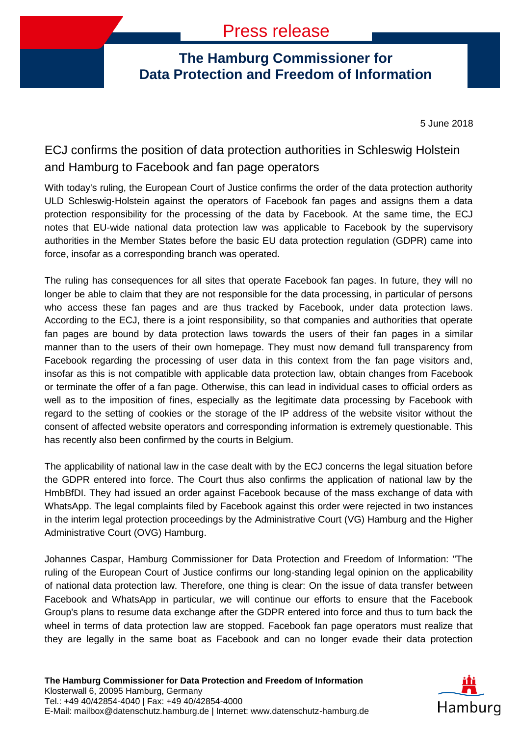# Press release

## The Hamburg Commissioner for Data Protection and Freedom of Information

5 June 2018

## ECJ confirms the position of data protection authorities in Schleswig Holstein and Hamburg to Facebook and fan page operators

With today's ruling, the European Court of Justice confirms the order of the data protection authority ULD Schleswig-Holstein against the operators of Facebook fan pages and assigns them a data protection responsibility for the processing of the data by Facebook. At the same time, the ECJ notes that EU-wide national data protection law was applicable to Facebook by the supervisory authorities in the Member States before the basic EU data protection regulation (GDPR) came into force, insofar as a corresponding branch was operated.

The ruling has consequences for all sites that operate Facebook fan pages. In future, they will no longer be able to claim that they are not responsible for the data processing, in particular of persons who access these fan pages and are thus tracked by Facebook, under data protection laws. According to the ECJ, there is a joint responsibility, so that companies and authorities that operate fan pages are bound by data protection laws towards the users of their fan pages in a similar manner than to the users of their own homepage. They must now demand full transparency from Facebook regarding the processing of user data in this context from the fan page visitors and, insofar as this is not compatible with applicable data protection law, obtain changes from Facebook or terminate the offer of a fan page. Otherwise, this can lead in individual cases to official orders as well as to the imposition of fines, especially as the legitimate data processing by Facebook with regard to the setting of cookies or the storage of the IP address of the website visitor without the consent of affected website operators and corresponding information is extremely questionable. This has recently also been confirmed by the courts in Belgium.

The applicability of national law in the case dealt with by the ECJ concerns the legal situation before the GDPR entered into force. The Court thus also confirms the application of national law by the HmbBfDI. They had issued an order against Facebook because of the mass exchange of data with WhatsApp. The legal complaints filed by Facebook against this order were rejected in two instances in the interim legal protection proceedings by the Administrative Court (VG) Hamburg and the Higher Administrative Court (OVG) Hamburg.

Johannes Caspar, Hamburg Commissioner for Data Protection and Freedom of Information: "The ruling of the European Court of Justice confirms our long-standing legal opinion on the applicability of national data protection law. Therefore, one thing is clear: On the issue of data transfer between Facebook and WhatsApp in particular, we will continue our efforts to ensure that the Facebook Group's plans to resume data exchange after the GDPR entered into force and thus to turn back the wheel in terms of data protection law are stopped. Facebook fan page operators must realize that they are legally in the same boat as Facebook and can no longer evade their data protection

**The Hamburg Commissioner for Data Protection and Freedom of Information**
Klosterwall 6, 20095 Hamburg, Germany
Tel.: +49 40/42854-4040 | Fax: +49 40/42854-4000
E-Mail: mailbox@datenschutz.hamburg.de | Internet: www.datenschutz-hamburg.de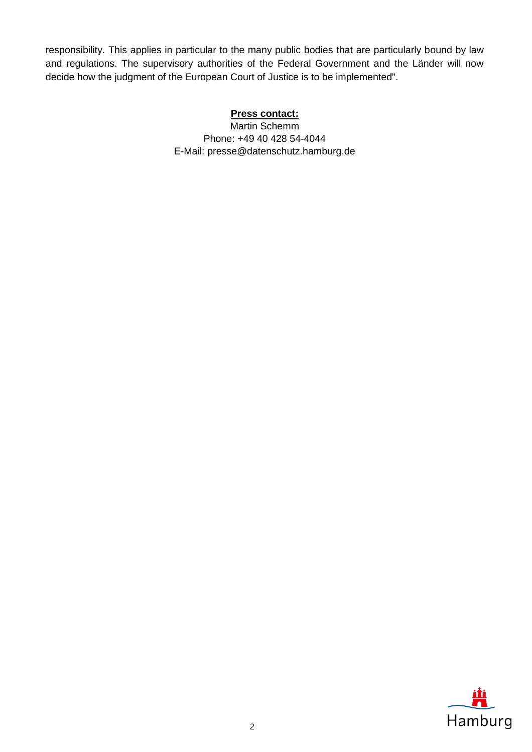responsibility. This applies in particular to the many public bodies that are particularly bound by law and regulations. The supervisory authorities of the Federal Government and the Länder will now decide how the judgment of the European Court of Justice is to be implemented".

**Press contact:**

Martin Schemm
Phone: +49 40 428 54-4044
E-Mail: presse@datenschutz.hamburg.de